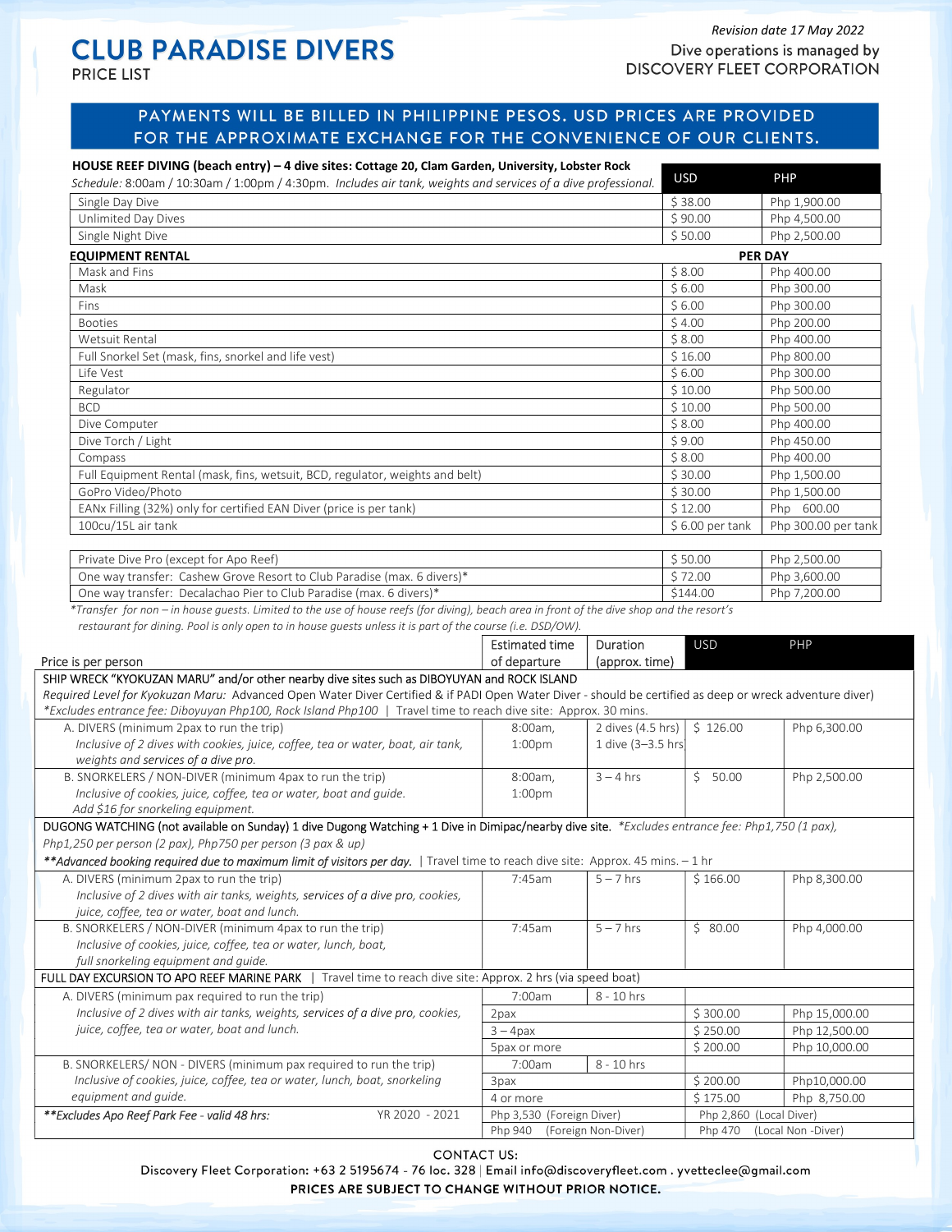# CLUB PARADISE DIVERS

PRICE LIST

*Revision date 17 May 2022*

Dive operations is managed by DISCOVERY FLEET CORPORATION

**PAYMENTS WILL BE BILLED IN PHILIPPINE PESOS. USD PRICES ARE PROVIDED FOR THE APPROXIMATE EXCHANGE FOR THE CONVENIENCE OF OUR CLIENTS.**

| **HOUSE REEF DIVING (beach entry) – 4 dive sites: Cottage 20, Clam Garden, University, Lobster Rock** *Schedule: 8:00am / 10:30am / 1:00pm / 4:30pm. Includes air tank, weights and services of a dive professional.* | USD | PHP |
|---|---|---|
| Single Day Dive | $ 38.00 | Php 1,900.00 |
| Unlimited Day Dives | $ 90.00 | Php 4,500.00 |
| Single Night Dive | $ 50.00 | Php 2,500.00 |
| **EQUIPMENT RENTAL** | **PER DAY** | |
| Mask and Fins | $ 8.00 | Php 400.00 |
| Mask | $ 6.00 | Php 300.00 |
| Fins | $ 6.00 | Php 300.00 |
| Booties | $ 4.00 | Php 200.00 |
| Wetsuit Rental | $ 8.00 | Php 400.00 |
| Full Snorkel Set (mask, fins, snorkel and life vest) | $ 16.00 | Php 800.00 |
| Life Vest | $ 6.00 | Php 300.00 |
| Regulator | $ 10.00 | Php 500.00 |
| BCD | $ 10.00 | Php 500.00 |
| Dive Computer | $ 8.00 | Php 400.00 |
| Dive Torch / Light | $ 9.00 | Php 450.00 |
| Compass | $ 8.00 | Php 400.00 |
| Full Equipment Rental (mask, fins, wetsuit, BCD, regulator, weights and belt) | $ 30.00 | Php 1,500.00 |
| GoPro Video/Photo | $ 30.00 | Php 1,500.00 |
| EANx Filling (32%) only for certified EAN Diver (price is per tank) | $ 12.00 | Php 600.00 |
| 100cu/15L air tank | $ 6.00 per tank | Php 300.00 per tank |

| | | |
|---|---|---|
| Private Dive Pro (except for Apo Reef) | $ 50.00 | Php 2,500.00 |
| One way transfer: Cashew Grove Resort to Club Paradise (max. 6 divers)* | $ 72.00 | Php 3,600.00 |
| One way transfer: Decalachao Pier to Club Paradise (max. 6 divers)* | $144.00 | Php 7,200.00 |

*\*Transfer for non – in house guests. Limited to the use of house reefs (for diving), beach area in front of the dive shop and the resort's restaurant for dining. Pool is only open to in house guests unless it is part of the course (i.e. DSD/OW).*

| Price is per person | Estimated time of departure | Duration (approx. time) | USD | PHP |
|---|---|---|---|---|
| **SHIP WRECK "KYOKUZAN MARU" and/or other nearby dive sites such as DIBOYUYAN and ROCK ISLAND** *Required Level for Kyokuzan Maru: Advanced Open Water Diver Certified & if PADI Open Water Diver - should be certified as deep or wreck adventure diver)* *\*Excludes entrance fee: Diboyuyan Php100, Rock Island Php100* \| Travel time to reach dive site: Approx. 30 mins. | | | | |
| A. DIVERS (minimum 2pax to run the trip) *Inclusive of 2 dives with cookies, juice, coffee, tea or water, boat, air tank, weights and services of a dive pro.* | 8:00am, 1:00pm | 2 dives (4.5 hrs) 1 dive (3–3.5 hrs | $ 126.00 | Php 6,300.00 |
| B. SNORKELERS / NON-DIVER (minimum 4pax to run the trip) *Inclusive of cookies, juice, coffee, tea or water, boat and guide. Add $16 for snorkeling equipment.* | 8:00am, 1:00pm | 3 – 4 hrs | $ 50.00 | Php 2,500.00 |
| **DUGONG WATCHING (not available on Sunday) 1 dive Dugong Watching + 1 Dive in Dimipac/nearby dive site.** *\*Excludes entrance fee: Php1,750 (1 pax), Php1,250 per person (2 pax), Php750 per person (3 pax & up)* ***\*\*Advanced booking required due to maximum limit of visitors per day.*** \| Travel time to reach dive site: Approx. 45 mins. – 1 hr | | | | |
| A. DIVERS (minimum 2pax to run the trip) *Inclusive of 2 dives with air tanks, weights, services of a dive pro, cookies, juice, coffee, tea or water, boat and lunch.* | 7:45am | 5 – 7 hrs | $ 166.00 | Php 8,300.00 |
| B. SNORKELERS / NON-DIVER (minimum 4pax to run the trip) *Inclusive of cookies, juice, coffee, tea or water, lunch, boat, full snorkeling equipment and guide.* | 7:45am | 5 – 7 hrs | $ 80.00 | Php 4,000.00 |
| **FULL DAY EXCURSION TO APO REEF MARINE PARK** \| Travel time to reach dive site: Approx. 2 hrs (via speed boat) | | | | |
| A. DIVERS (minimum pax required to run the trip) *Inclusive of 2 dives with air tanks, weights, services of a dive pro, cookies, juice, coffee, tea or water, boat and lunch.* | 7:00am | 8 - 10 hrs | | |
| | 2pax | | $ 300.00 | Php 15,000.00 |
| | 3 – 4pax | | $ 250.00 | Php 12,500.00 |
| | 5pax or more | | $ 200.00 | Php 10,000.00 |
| B. SNORKELERS/ NON - DIVERS (minimum pax required to run the trip) *Inclusive of cookies, juice, coffee, tea or water, lunch, boat, snorkeling equipment and guide.* | 7:00am | 8 - 10 hrs | | |
| | 3pax | | $ 200.00 | Php10,000.00 |
| | 4 or more | | $ 175.00 | Php 8,750.00 |
| ***\*\*Excludes Apo Reef Park Fee - valid 48 hrs:*** YR 2020 - 2021 | Php 3,530 (Foreign Diver) | | Php 2,860 (Local Diver) | |
| | Php 940 (Foreign Non-Diver) | | Php 470 (Local Non -Diver) | |

CONTACT US:

Discovery Fleet Corporation: +63 2 5195674 - 76 loc. 328 | Email info@discoveryfleet.com . yvetteclee@gmail.com

**PRICES ARE SUBJECT TO CHANGE WITHOUT PRIOR NOTICE.**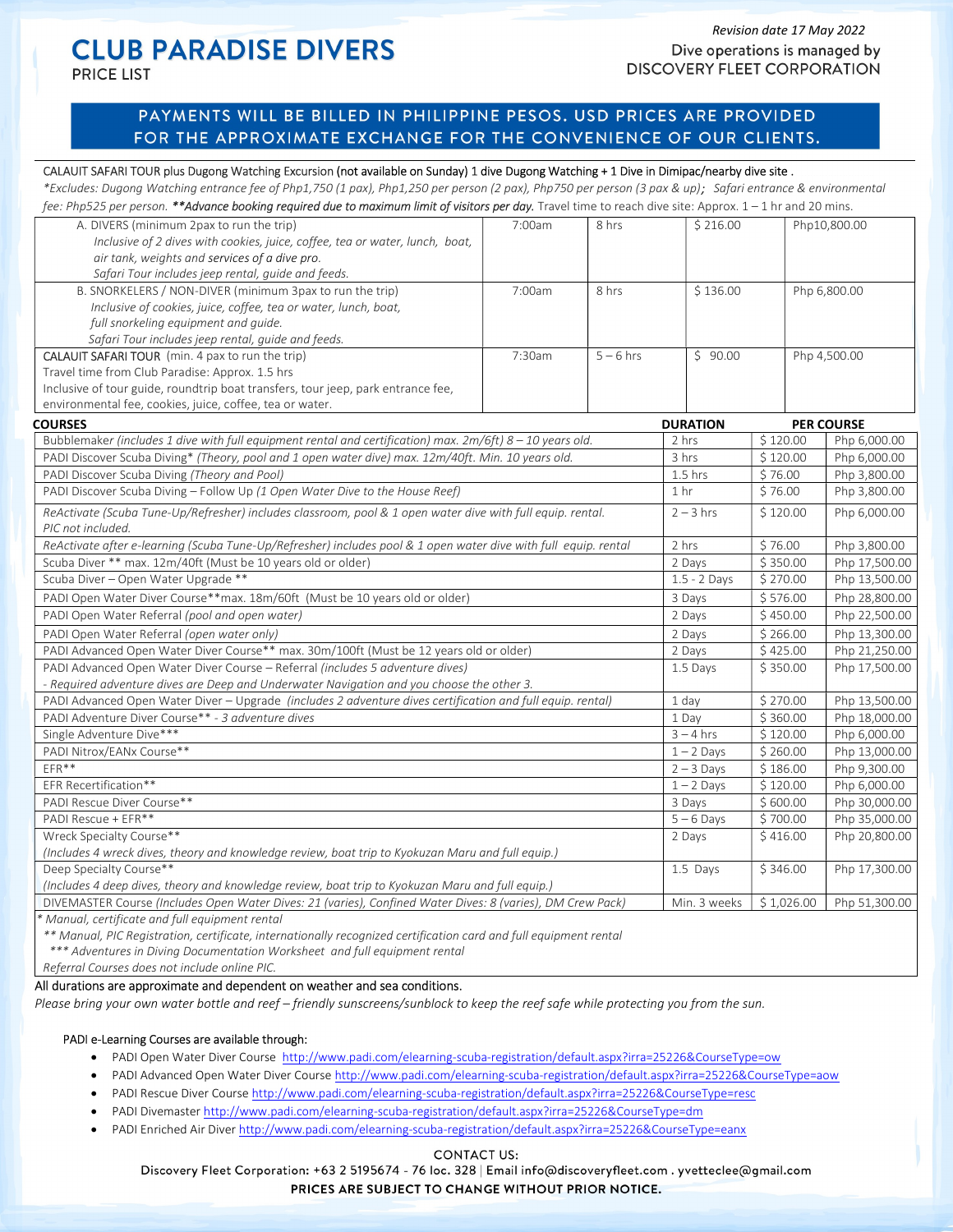# CLUB PARADISE DIVERS

PRICE LIST

*Revision date 17 May 2022*

Dive operations is managed by
DISCOVERY FLEET CORPORATION

**PAYMENTS WILL BE BILLED IN PHILIPPINE PESOS. USD PRICES ARE PROVIDED FOR THE APPROXIMATE EXCHANGE FOR THE CONVENIENCE OF OUR CLIENTS.**

CALAUIT SAFARI TOUR plus Dugong Watching Excursion (not available on Sunday) 1 dive Dugong Watching + 1 Dive in Dimipac/nearby dive site .
*\*Excludes: Dugong Watching entrance fee of Php1,750 (1 pax), Php1,250 per person (2 pax), Php750 per person (3 pax & up); Safari entrance & environmental fee: Php525 per person.* ***\*\*Advance booking required due to maximum limit of visitors per day.*** Travel time to reach dive site: Approx. 1 – 1 hr and 20 mins.

| | | | | |
|---|---|---|---|---|
| A. DIVERS (minimum 2pax to run the trip)<br>*Inclusive of 2 dives with cookies, juice, coffee, tea or water, lunch, boat, air tank, weights and services of a dive pro.*<br>*Safari Tour includes jeep rental, guide and feeds.* | 7:00am | 8 hrs | $ 216.00 | Php10,800.00 |
| B. SNORKELERS / NON-DIVER (minimum 3pax to run the trip)<br>*Inclusive of cookies, juice, coffee, tea or water, lunch, boat, full snorkeling equipment and guide.*<br>*Safari Tour includes jeep rental, guide and feeds.* | 7:00am | 8 hrs | $ 136.00 | Php 6,800.00 |
| CALAUIT SAFARI TOUR (min. 4 pax to run the trip)<br>Travel time from Club Paradise: Approx. 1.5 hrs<br>Inclusive of tour guide, roundtrip boat transfers, tour jeep, park entrance fee, environmental fee, cookies, juice, coffee, tea or water. | 7:30am | 5 – 6 hrs | $ 90.00 | Php 4,500.00 |

| COURSES | DURATION | PER COURSE | |
|---|---|---|---|
| Bubblemaker *(includes 1 dive with full equipment rental and certification) max. 2m/6ft) 8 – 10 years old.* | 2 hrs | $ 120.00 | Php 6,000.00 |
| PADI Discover Scuba Diving* *(Theory, pool and 1 open water dive) max. 12m/40ft. Min. 10 years old.* | 3 hrs | $ 120.00 | Php 6,000.00 |
| PADI Discover Scuba Diving *(Theory and Pool)* | 1.5 hrs | $ 76.00 | Php 3,800.00 |
| PADI Discover Scuba Diving – Follow Up *(1 Open Water Dive to the House Reef)* | 1 hr | $ 76.00 | Php 3,800.00 |
| *ReActivate (Scuba Tune-Up/Refresher) includes classroom, pool & 1 open water dive with full equip. rental. PIC not included.* | 2 – 3 hrs | $ 120.00 | Php 6,000.00 |
| *ReActivate after e-learning (Scuba Tune-Up/Refresher) includes pool & 1 open water dive with full equip. rental* | 2 hrs | $ 76.00 | Php 3,800.00 |
| Scuba Diver ** max. 12m/40ft (Must be 10 years old or older) | 2 Days | $ 350.00 | Php 17,500.00 |
| Scuba Diver – Open Water Upgrade ** | 1.5 - 2 Days | $ 270.00 | Php 13,500.00 |
| PADI Open Water Diver Course**max. 18m/60ft (Must be 10 years old or older) | 3 Days | $ 576.00 | Php 28,800.00 |
| PADI Open Water Referral *(pool and open water)* | 2 Days | $ 450.00 | Php 22,500.00 |
| PADI Open Water Referral *(open water only)* | 2 Days | $ 266.00 | Php 13,300.00 |
| PADI Advanced Open Water Diver Course** max. 30m/100ft (Must be 12 years old or older) | 2 Days | $ 425.00 | Php 21,250.00 |
| PADI Advanced Open Water Diver Course – Referral *(includes 5 adventure dives)*<br>*- Required adventure dives are Deep and Underwater Navigation and you choose the other 3.* | 1.5 Days | $ 350.00 | Php 17,500.00 |
| PADI Advanced Open Water Diver – Upgrade *(includes 2 adventure dives certification and full equip. rental)* | 1 day | $ 270.00 | Php 13,500.00 |
| PADI Adventure Diver Course** - *3 adventure dives* | 1 Day | $ 360.00 | Php 18,000.00 |
| Single Adventure Dive*** | 3 – 4 hrs | $ 120.00 | Php 6,000.00 |
| PADI Nitrox/EANx Course** | 1 – 2 Days | $ 260.00 | Php 13,000.00 |
| EFR** | 2 – 3 Days | $ 186.00 | Php 9,300.00 |
| EFR Recertification** | 1 – 2 Days | $ 120.00 | Php 6,000.00 |
| PADI Rescue Diver Course** | 3 Days | $ 600.00 | Php 30,000.00 |
| PADI Rescue + EFR** | 5 – 6 Days | $ 700.00 | Php 35,000.00 |
| Wreck Specialty Course**<br>*(Includes 4 wreck dives, theory and knowledge review, boat trip to Kyokuzan Maru and full equip.)* | 2 Days | $ 416.00 | Php 20,800.00 |
| Deep Specialty Course**<br>*(Includes 4 deep dives, theory and knowledge review, boat trip to Kyokuzan Maru and full equip.)* | 1.5 Days | $ 346.00 | Php 17,300.00 |
| DIVEMASTER Course *(Includes Open Water Dives: 21 (varies), Confined Water Dives: 8 (varies), DM Crew Pack)* | Min. 3 weeks | $ 1,026.00 | Php 51,300.00 |

*\* Manual, certificate and full equipment rental*
*\*\* Manual, PIC Registration, certificate, internationally recognized certification card and full equipment rental*
*\*\*\* Adventures in Diving Documentation Worksheet and full equipment rental*
*Referral Courses does not include online PIC.*

All durations are approximate and dependent on weather and sea conditions.

*Please bring your own water bottle and reef – friendly sunscreens/sunblock to keep the reef safe while protecting you from the sun.*

PADI e-Learning Courses are available through:

- PADI Open Water Diver Course http://www.padi.com/elearning-scuba-registration/default.aspx?irra=25226&CourseType=ow
- PADI Advanced Open Water Diver Course http://www.padi.com/elearning-scuba-registration/default.aspx?irra=25226&CourseType=aow
- PADI Rescue Diver Course http://www.padi.com/elearning-scuba-registration/default.aspx?irra=25226&CourseType=resc
- PADI Divemaster http://www.padi.com/elearning-scuba-registration/default.aspx?irra=25226&CourseType=dm
- PADI Enriched Air Diver http://www.padi.com/elearning-scuba-registration/default.aspx?irra=25226&CourseType=eanx

CONTACT US:
Discovery Fleet Corporation: +63 2 5195674 - 76 loc. 328 | Email info@discoveryfleet.com . yvetteclee@gmail.com

**PRICES ARE SUBJECT TO CHANGE WITHOUT PRIOR NOTICE.**